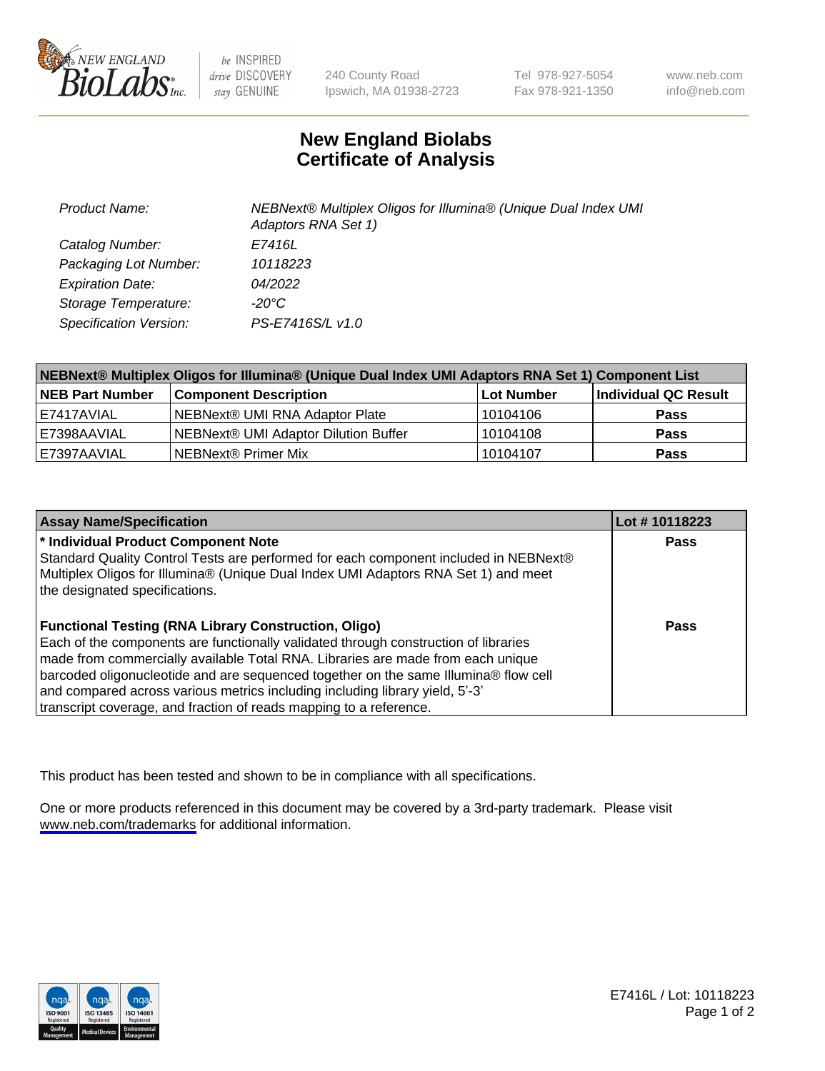240 County Road
Ipswich, MA 01938-2723

Tel 978-927-5054
Fax 978-921-1350

www.neb.com
info@neb.com

# New England Biolabs
# Certificate of Analysis

| | |
|---|---|
| *Product Name:* | *NEBNext® Multiplex Oligos for Illumina® (Unique Dual Index UMI Adaptors RNA Set 1)* |
| *Catalog Number:* | *E7416L* |
| *Packaging Lot Number:* | *10118223* |
| *Expiration Date:* | *04/2022* |
| *Storage Temperature:* | *-20°C* |
| *Specification Version:* | *PS-E7416S/L v1.0* |

| NEBNext® Multiplex Oligos for Illumina® (Unique Dual Index UMI Adaptors RNA Set 1) Component List | | | |
|---|---|---|---|
| **NEB Part Number** | **Component Description** | **Lot Number** | **Individual QC Result** |
| E7417AVIAL | NEBNext® UMI RNA Adaptor Plate | 10104106 | **Pass** |
| E7398AAVIAL | NEBNext® UMI Adaptor Dilution Buffer | 10104108 | **Pass** |
| E7397AAVIAL | NEBNext® Primer Mix | 10104107 | **Pass** |

| Assay Name/Specification | Lot # 10118223 |
|---|---|
| **\* Individual Product Component Note**<br>Standard Quality Control Tests are performed for each component included in NEBNext® Multiplex Oligos for Illumina® (Unique Dual Index UMI Adaptors RNA Set 1) and meet the designated specifications. | **Pass** |
| **Functional Testing (RNA Library Construction, Oligo)**<br>Each of the components are functionally validated through construction of libraries made from commercially available Total RNA. Libraries are made from each unique barcoded oligonucleotide and are sequenced together on the same Illumina® flow cell and compared across various metrics including including library yield, 5'-3' transcript coverage, and fraction of reads mapping to a reference. | **Pass** |

This product has been tested and shown to be in compliance with all specifications.

One or more products referenced in this document may be covered by a 3rd-party trademark. Please visit www.neb.com/trademarks for additional information.

E7416L / Lot: 10118223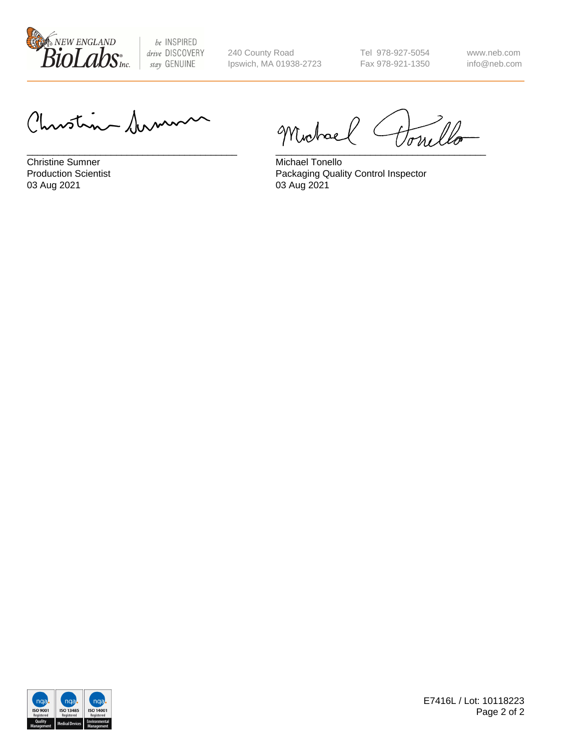240 County Road
Ipswich, MA 01938-2723

Tel 978-927-5054
Fax 978-921-1350

www.neb.com
info@neb.com

Christine Sumner
Production Scientist
03 Aug 2021

Michael Tonello
Packaging Quality Control Inspector
03 Aug 2021

E7416L / Lot: 10118223